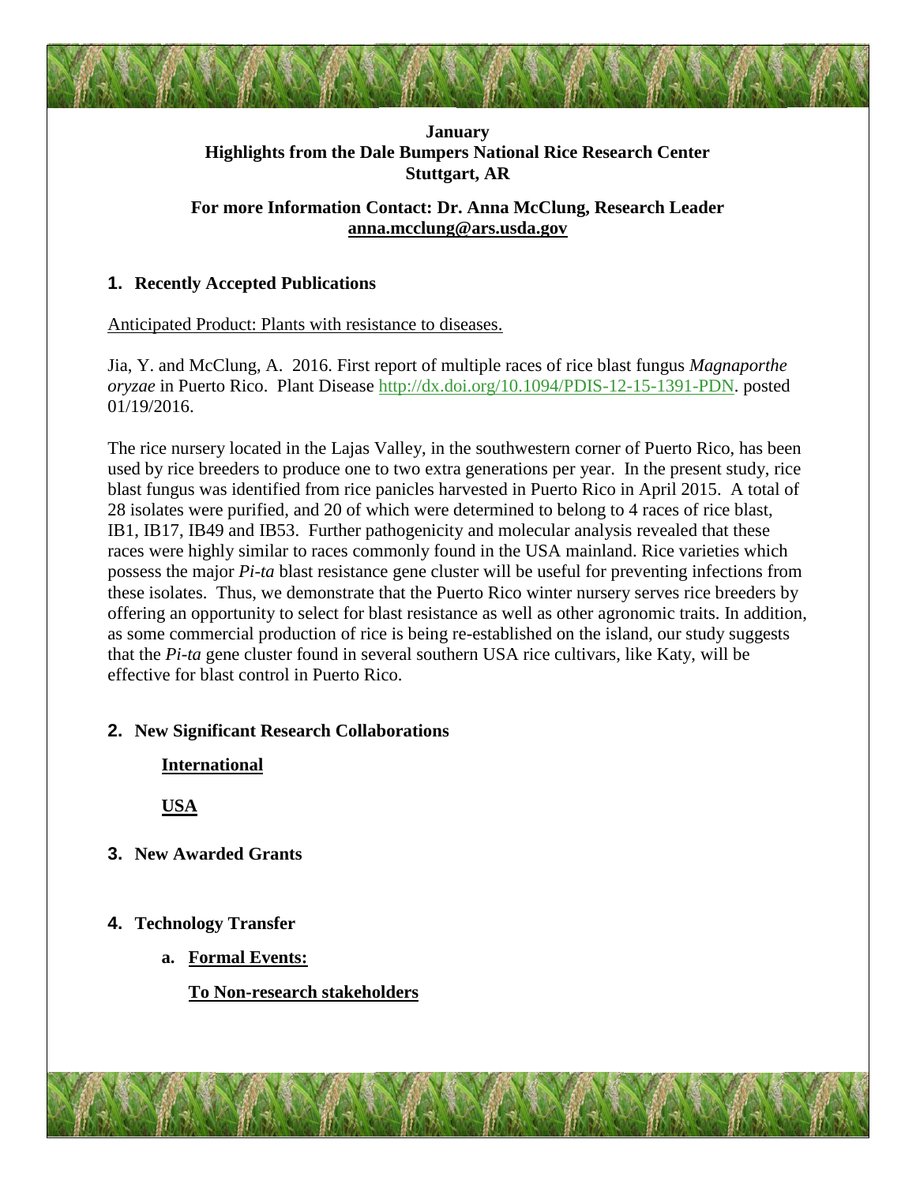**January**
**Highlights from the Dale Bumpers National Rice Research Center**
**Stuttgart, AR**

**For more Information Contact: Dr. Anna McClung, Research Leader**
**anna.mcclung@ars.usda.gov**

## 1. Recently Accepted Publications

Anticipated Product: Plants with resistance to diseases.

Jia, Y. and McClung, A. 2016. First report of multiple races of rice blast fungus *Magnaporthe oryzae* in Puerto Rico. Plant Disease http://dx.doi.org/10.1094/PDIS-12-15-1391-PDN. posted 01/19/2016.

The rice nursery located in the Lajas Valley, in the southwestern corner of Puerto Rico, has been used by rice breeders to produce one to two extra generations per year. In the present study, rice blast fungus was identified from rice panicles harvested in Puerto Rico in April 2015. A total of 28 isolates were purified, and 20 of which were determined to belong to 4 races of rice blast, IB1, IB17, IB49 and IB53. Further pathogenicity and molecular analysis revealed that these races were highly similar to races commonly found in the USA mainland. Rice varieties which possess the major *Pi-ta* blast resistance gene cluster will be useful for preventing infections from these isolates. Thus, we demonstrate that the Puerto Rico winter nursery serves rice breeders by offering an opportunity to select for blast resistance as well as other agronomic traits. In addition, as some commercial production of rice is being re-established on the island, our study suggests that the *Pi-ta* gene cluster found in several southern USA rice cultivars, like Katy, will be effective for blast control in Puerto Rico.

## 2. New Significant Research Collaborations

**International**

**USA**

## 3. New Awarded Grants

## 4. Technology Transfer

### a. Formal Events:

**To Non-research stakeholders**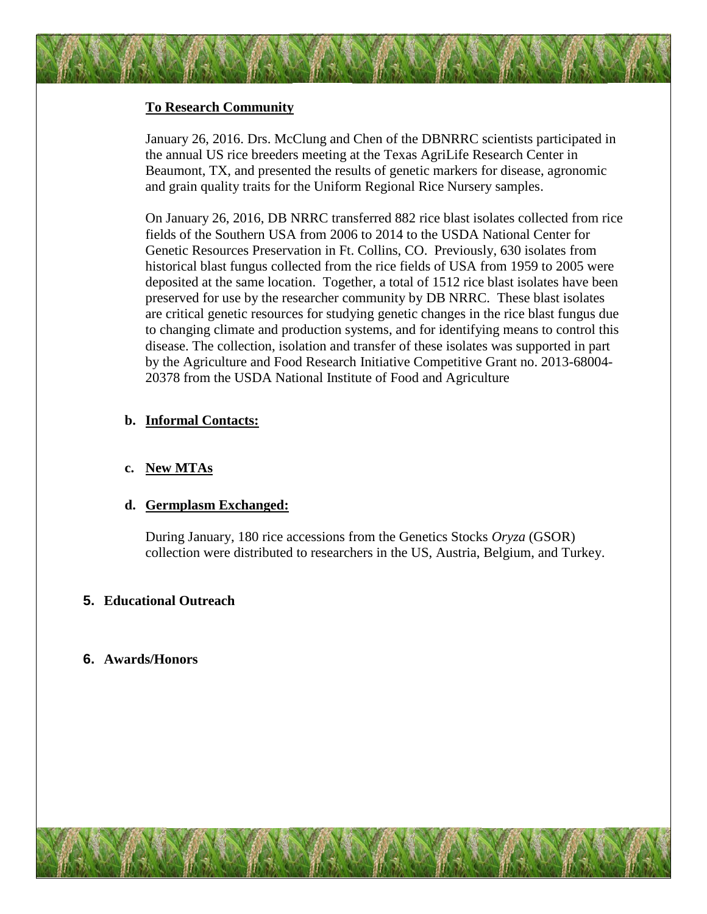**To Research Community**

January 26, 2016. Drs. McClung and Chen of the DBNRRC scientists participated in the annual US rice breeders meeting at the Texas AgriLife Research Center in Beaumont, TX, and presented the results of genetic markers for disease, agronomic and grain quality traits for the Uniform Regional Rice Nursery samples.

On January 26, 2016, DB NRRC transferred 882 rice blast isolates collected from rice fields of the Southern USA from 2006 to 2014 to the USDA National Center for Genetic Resources Preservation in Ft. Collins, CO. Previously, 630 isolates from historical blast fungus collected from the rice fields of USA from 1959 to 2005 were deposited at the same location. Together, a total of 1512 rice blast isolates have been preserved for use by the researcher community by DB NRRC. These blast isolates are critical genetic resources for studying genetic changes in the rice blast fungus due to changing climate and production systems, and for identifying means to control this disease. The collection, isolation and transfer of these isolates was supported in part by the Agriculture and Food Research Initiative Competitive Grant no. 2013-68004-20378 from the USDA National Institute of Food and Agriculture

**b. Informal Contacts:**

**c. New MTAs**

**d. Germplasm Exchanged:**

During January, 180 rice accessions from the Genetics Stocks *Oryza* (GSOR) collection were distributed to researchers in the US, Austria, Belgium, and Turkey.

## 5. Educational Outreach

## 6. Awards/Honors